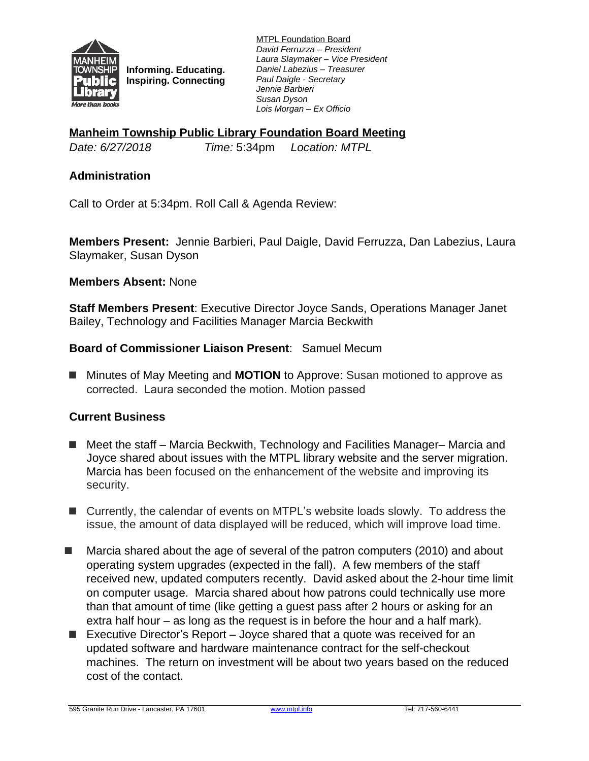**Informing. Educating. Inspiring. Connecting**

MTPL Foundation Board
*David Ferruzza – President*
*Laura Slaymaker – Vice President*
*Daniel Labezius – Treasurer*
*Paul Daigle - Secretary*
*Jennie Barbieri*
*Susan Dyson*
*Lois Morgan – Ex Officio*

## Manheim Township Public Library Foundation Board Meeting

*Date:* *6/27/2018* *Time:* 5:34pm *Location: MTPL*

### Administration

Call to Order at 5:34pm. Roll Call & Agenda Review:

**Members Present:** Jennie Barbieri, Paul Daigle, David Ferruzza, Dan Labezius, Laura Slaymaker, Susan Dyson

**Members Absent:** None

**Staff Members Present**: Executive Director Joyce Sands, Operations Manager Janet Bailey, Technology and Facilities Manager Marcia Beckwith

**Board of Commissioner Liaison Present**: Samuel Mecum

- Minutes of May Meeting and **MOTION** to Approve: Susan motioned to approve as corrected. Laura seconded the motion. Motion passed

### Current Business

- Meet the staff – Marcia Beckwith, Technology and Facilities Manager– Marcia and Joyce shared about issues with the MTPL library website and the server migration. Marcia has been focused on the enhancement of the website and improving its security.
- Currently, the calendar of events on MTPL's website loads slowly. To address the issue, the amount of data displayed will be reduced, which will improve load time.
- Marcia shared about the age of several of the patron computers (2010) and about operating system upgrades (expected in the fall). A few members of the staff received new, updated computers recently. David asked about the 2-hour time limit on computer usage. Marcia shared about how patrons could technically use more than that amount of time (like getting a guest pass after 2 hours or asking for an extra half hour – as long as the request is in before the hour and a half mark).
- Executive Director's Report – Joyce shared that a quote was received for an updated software and hardware maintenance contract for the self-checkout machines. The return on investment will be about two years based on the reduced cost of the contact.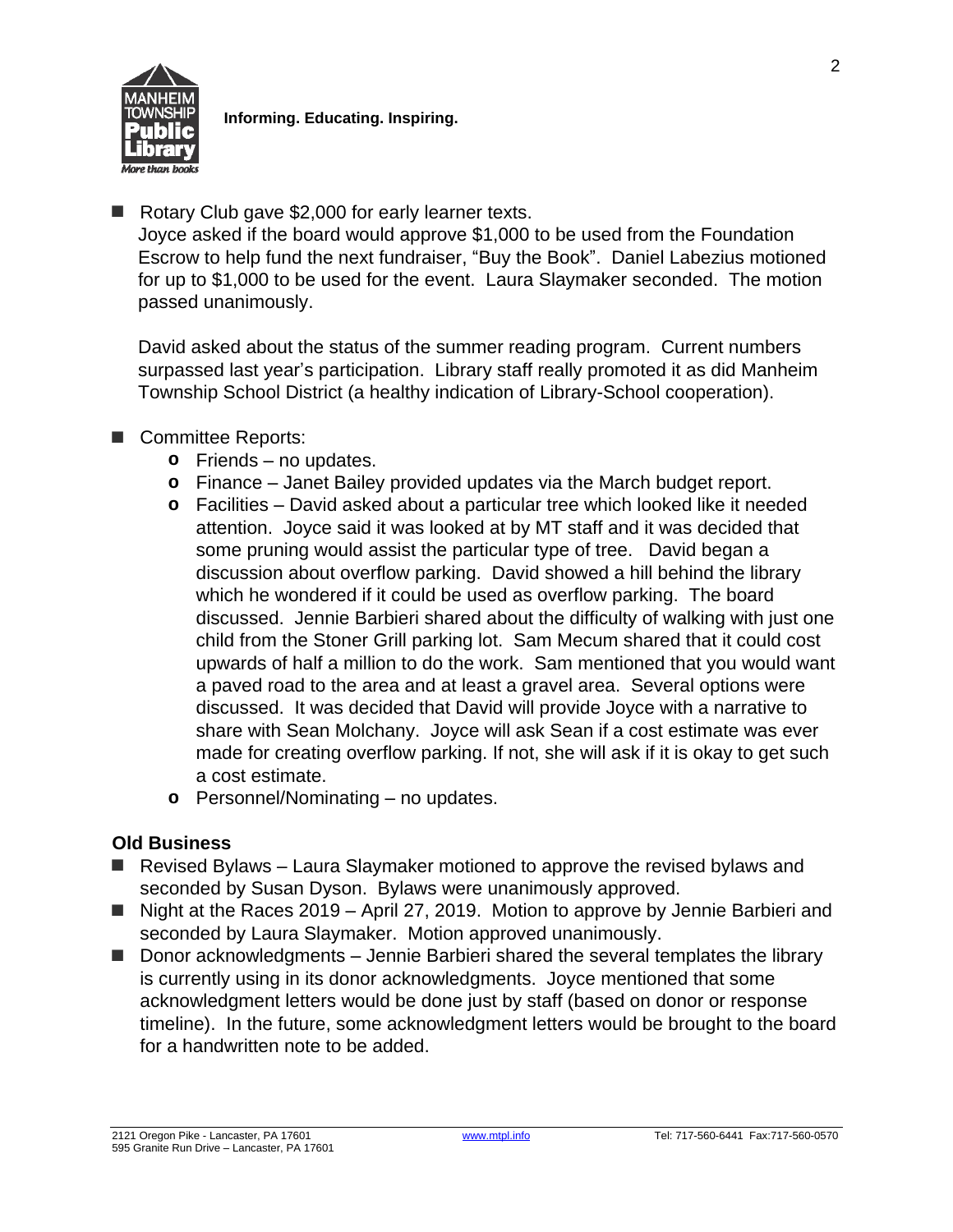- Rotary Club gave $2,000 for early learner texts.
  Joyce asked if the board would approve $1,000 to be used from the Foundation Escrow to help fund the next fundraiser, "Buy the Book". Daniel Labezius motioned for up to $1,000 to be used for the event. Laura Slaymaker seconded. The motion passed unanimously.

  David asked about the status of the summer reading program. Current numbers surpassed last year's participation. Library staff really promoted it as did Manheim Township School District (a healthy indication of Library-School cooperation).

- Committee Reports:
  - Friends – no updates.
  - Finance – Janet Bailey provided updates via the March budget report.
  - Facilities – David asked about a particular tree which looked like it needed attention. Joyce said it was looked at by MT staff and it was decided that some pruning would assist the particular type of tree. David began a discussion about overflow parking. David showed a hill behind the library which he wondered if it could be used as overflow parking. The board discussed. Jennie Barbieri shared about the difficulty of walking with just one child from the Stoner Grill parking lot. Sam Mecum shared that it could cost upwards of half a million to do the work. Sam mentioned that you would want a paved road to the area and at least a gravel area. Several options were discussed. It was decided that David will provide Joyce with a narrative to share with Sean Molchany. Joyce will ask Sean if a cost estimate was ever made for creating overflow parking. If not, she will ask if it is okay to get such a cost estimate.
  - Personnel/Nominating – no updates.

### Old Business

- Revised Bylaws – Laura Slaymaker motioned to approve the revised bylaws and seconded by Susan Dyson. Bylaws were unanimously approved.
- Night at the Races 2019 – April 27, 2019. Motion to approve by Jennie Barbieri and seconded by Laura Slaymaker. Motion approved unanimously.
- Donor acknowledgments – Jennie Barbieri shared the several templates the library is currently using in its donor acknowledgments. Joyce mentioned that some acknowledgment letters would be done just by staff (based on donor or response timeline). In the future, some acknowledgment letters would be brought to the board for a handwritten note to be added.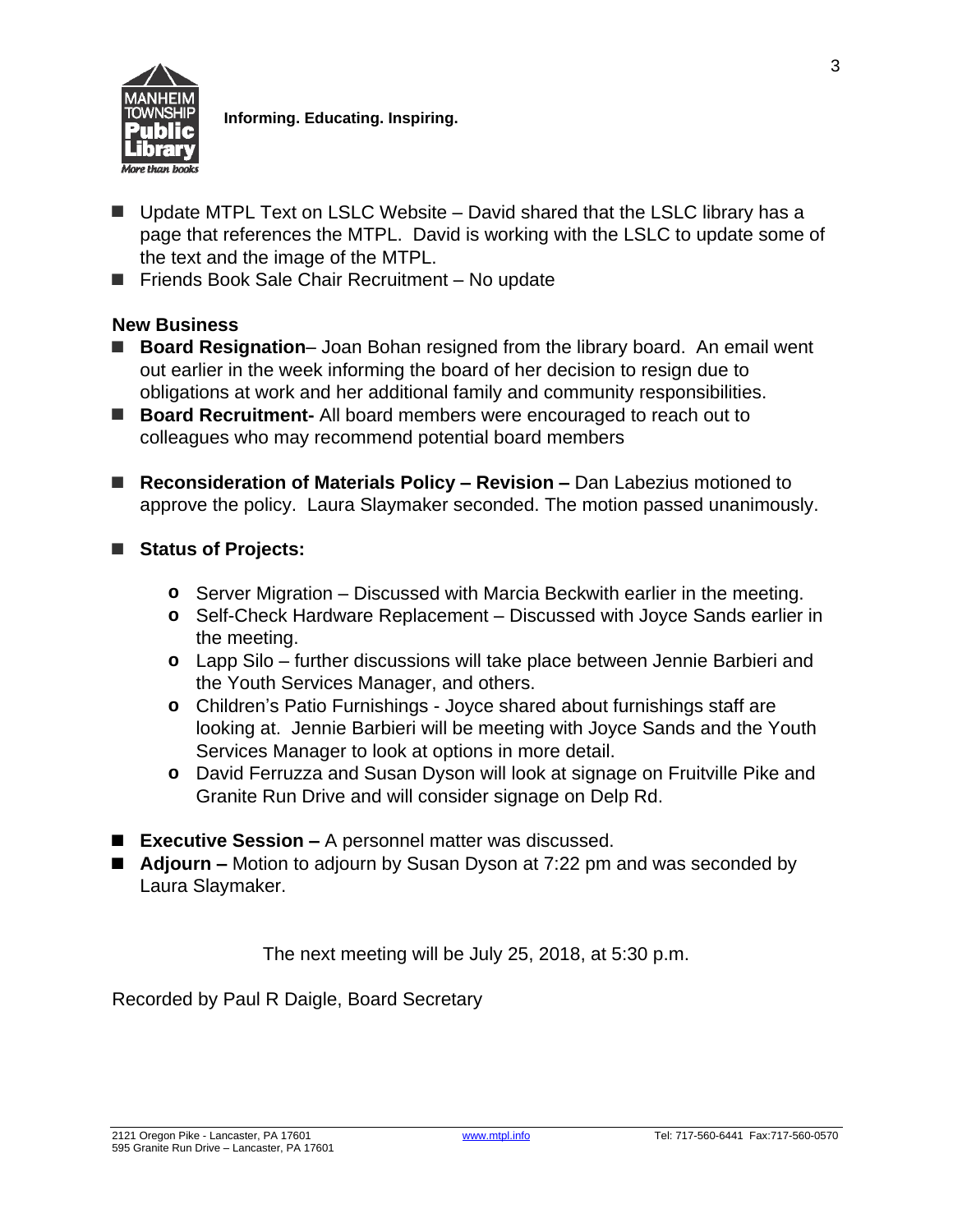Informing. Educating. Inspiring.

- Update MTPL Text on LSLC Website – David shared that the LSLC library has a page that references the MTPL. David is working with the LSLC to update some of the text and the image of the MTPL.
- Friends Book Sale Chair Recruitment – No update

**New Business**

- **Board Resignation**– Joan Bohan resigned from the library board. An email went out earlier in the week informing the board of her decision to resign due to obligations at work and her additional family and community responsibilities.
- **Board Recruitment-** All board members were encouraged to reach out to colleagues who may recommend potential board members
- **Reconsideration of Materials Policy – Revision –** Dan Labezius motioned to approve the policy. Laura Slaymaker seconded. The motion passed unanimously.
- **Status of Projects:**
  - Server Migration – Discussed with Marcia Beckwith earlier in the meeting.
  - Self-Check Hardware Replacement – Discussed with Joyce Sands earlier in the meeting.
  - Lapp Silo – further discussions will take place between Jennie Barbieri and the Youth Services Manager, and others.
  - Children's Patio Furnishings - Joyce shared about furnishings staff are looking at. Jennie Barbieri will be meeting with Joyce Sands and the Youth Services Manager to look at options in more detail.
  - David Ferruzza and Susan Dyson will look at signage on Fruitville Pike and Granite Run Drive and will consider signage on Delp Rd.
- **Executive Session –** A personnel matter was discussed.
- **Adjourn –** Motion to adjourn by Susan Dyson at 7:22 pm and was seconded by Laura Slaymaker.

The next meeting will be July 25, 2018, at 5:30 p.m.

Recorded by Paul R Daigle, Board Secretary

2121 Oregon Pike - Lancaster, PA 17601
595 Granite Run Drive – Lancaster, PA 17601
www.mtpl.info
Tel: 717-560-6441 Fax:717-560-0570